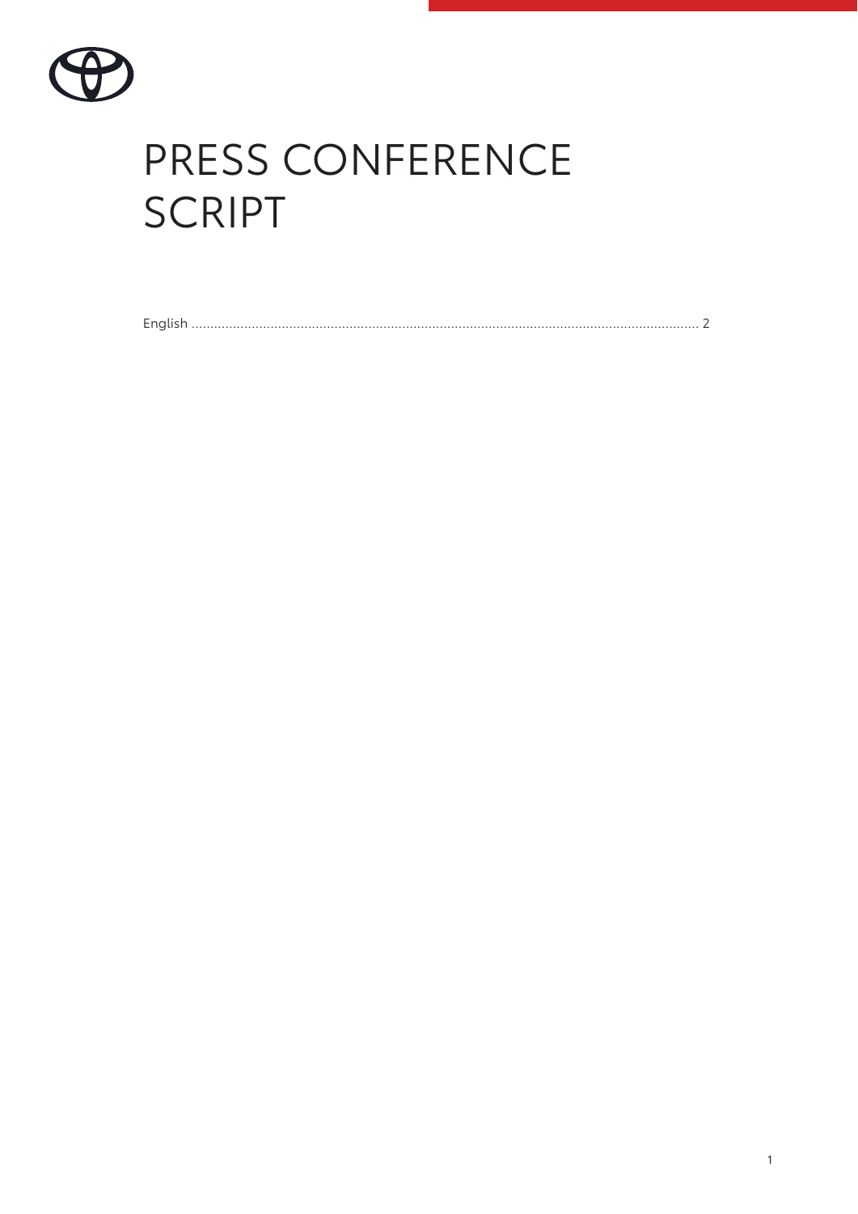# PRESS CONFERENCE SCRIPT

English ........................................................................................................................................ 2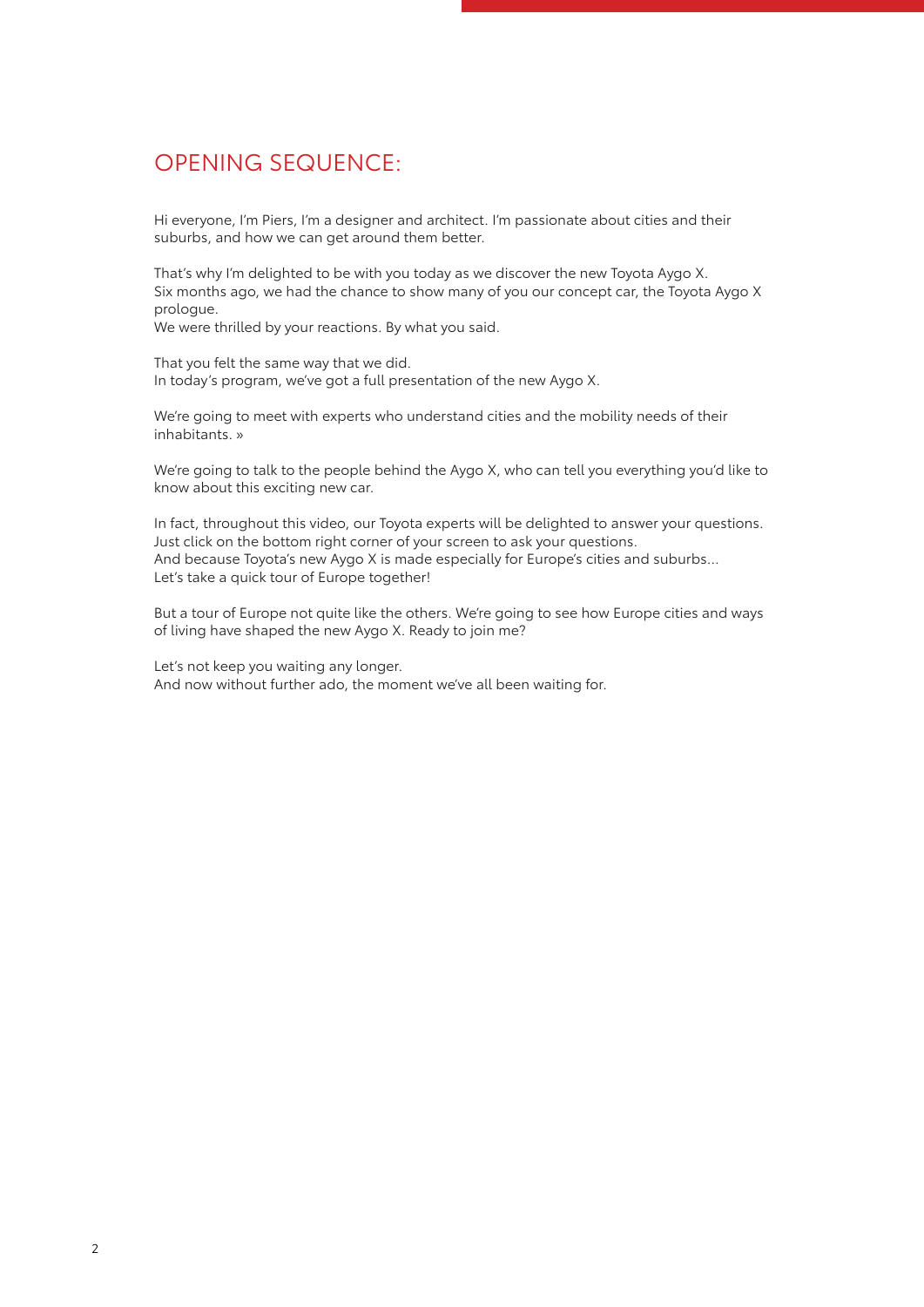# OPENING SEQUENCE:

Hi everyone, I'm Piers, I'm a designer and architect. I'm passionate about cities and their suburbs, and how we can get around them better.

That's why I'm delighted to be with you today as we discover the new Toyota Aygo X.
Six months ago, we had the chance to show many of you our concept car, the Toyota Aygo X prologue.
We were thrilled by your reactions. By what you said.

That you felt the same way that we did.
In today's program, we've got a full presentation of the new Aygo X.

We're going to meet with experts who understand cities and the mobility needs of their inhabitants. »

We're going to talk to the people behind the Aygo X, who can tell you everything you'd like to know about this exciting new car.

In fact, throughout this video, our Toyota experts will be delighted to answer your questions.
Just click on the bottom right corner of your screen to ask your questions.
And because Toyota's new Aygo X is made especially for Europe's cities and suburbs...
Let's take a quick tour of Europe together!

But a tour of Europe not quite like the others. We're going to see how Europe cities and ways of living have shaped the new Aygo X. Ready to join me?

Let's not keep you waiting any longer.
And now without further ado, the moment we've all been waiting for.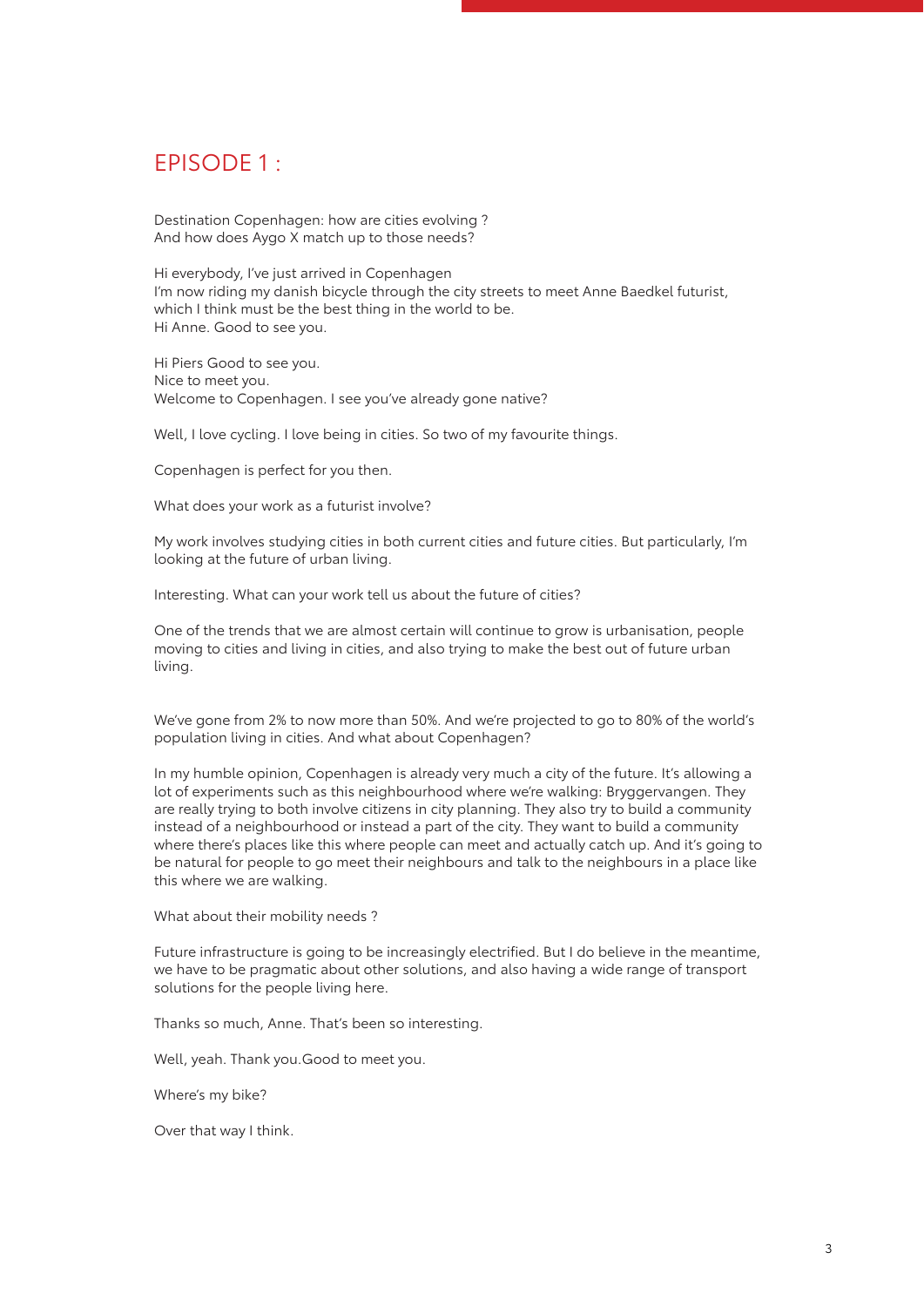# EPISODE 1 :

Destination Copenhagen: how are cities evolving ?
And how does Aygo X match up to those needs?

Hi everybody, I've just arrived in Copenhagen
I'm now riding my danish bicycle through the city streets to meet Anne Baedkel futurist, which I think must be the best thing in the world to be.
Hi Anne. Good to see you.

Hi Piers Good to see you.
Nice to meet you.
Welcome to Copenhagen. I see you've already gone native?

Well, I love cycling. I love being in cities. So two of my favourite things.

Copenhagen is perfect for you then.

What does your work as a futurist involve?

My work involves studying cities in both current cities and future cities. But particularly, I'm looking at the future of urban living.

Interesting. What can your work tell us about the future of cities?

One of the trends that we are almost certain will continue to grow is urbanisation, people moving to cities and living in cities, and also trying to make the best out of future urban living.

We've gone from 2% to now more than 50%. And we're projected to go to 80% of the world's population living in cities. And what about Copenhagen?

In my humble opinion, Copenhagen is already very much a city of the future. It's allowing a lot of experiments such as this neighbourhood where we're walking: Bryggervangen. They are really trying to both involve citizens in city planning. They also try to build a community instead of a neighbourhood or instead a part of the city. They want to build a community where there's places like this where people can meet and actually catch up. And it's going to be natural for people to go meet their neighbours and talk to the neighbours in a place like this where we are walking.

What about their mobility needs ?

Future infrastructure is going to be increasingly electrified. But I do believe in the meantime, we have to be pragmatic about other solutions, and also having a wide range of transport solutions for the people living here.

Thanks so much, Anne. That's been so interesting.

Well, yeah. Thank you.Good to meet you.

Where's my bike?

Over that way I think.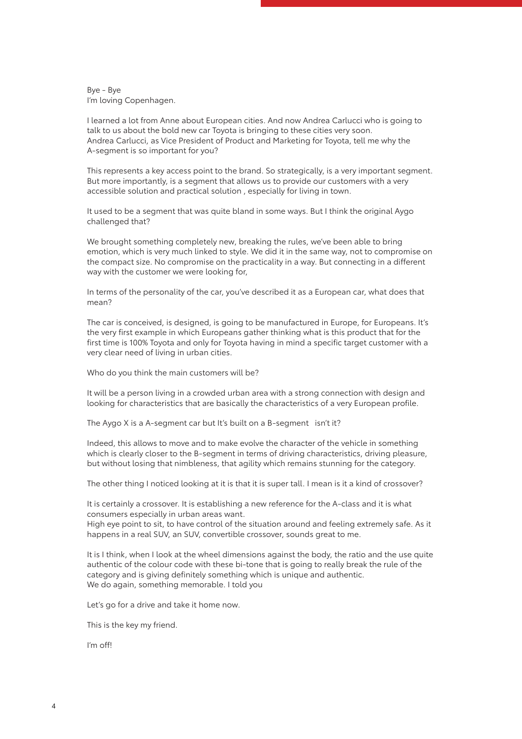Bye - Bye
I'm loving Copenhagen.

I learned a lot from Anne about European cities. And now Andrea Carlucci who is going to talk to us about the bold new car Toyota is bringing to these cities very soon.
Andrea Carlucci, as Vice President of Product and Marketing for Toyota, tell me why the A-segment is so important for you?

This represents a key access point to the brand. So strategically, is a very important segment. But more importantly, is a segment that allows us to provide our customers with a very accessible solution and practical solution , especially for living in town.

It used to be a segment that was quite bland in some ways. But I think the original Aygo challenged that?

We brought something completely new, breaking the rules, we've been able to bring emotion, which is very much linked to style. We did it in the same way, not to compromise on the compact size. No compromise on the practicality in a way. But connecting in a different way with the customer we were looking for,

In terms of the personality of the car, you've described it as a European car, what does that mean?

The car is conceived, is designed, is going to be manufactured in Europe, for Europeans. It's the very first example in which Europeans gather thinking what is this product that for the first time is 100% Toyota and only for Toyota having in mind a specific target customer with a very clear need of living in urban cities.

Who do you think the main customers will be?

It will be a person living in a crowded urban area with a strong connection with design and looking for characteristics that are basically the characteristics of a very European profile.

The Aygo X is a A-segment car but It's built on a B-segment isn't it?

Indeed, this allows to move and to make evolve the character of the vehicle in something which is clearly closer to the B-segment in terms of driving characteristics, driving pleasure, but without losing that nimbleness, that agility which remains stunning for the category.

The other thing I noticed looking at it is that it is super tall. I mean is it a kind of crossover?

It is certainly a crossover. It is establishing a new reference for the A-class and it is what consumers especially in urban areas want.
High eye point to sit, to have control of the situation around and feeling extremely safe. As it happens in a real SUV, an SUV, convertible crossover, sounds great to me.

It is I think, when I look at the wheel dimensions against the body, the ratio and the use quite authentic of the colour code with these bi-tone that is going to really break the rule of the category and is giving definitely something which is unique and authentic.
We do again, something memorable. I told you

Let's go for a drive and take it home now.

This is the key my friend.

I'm off!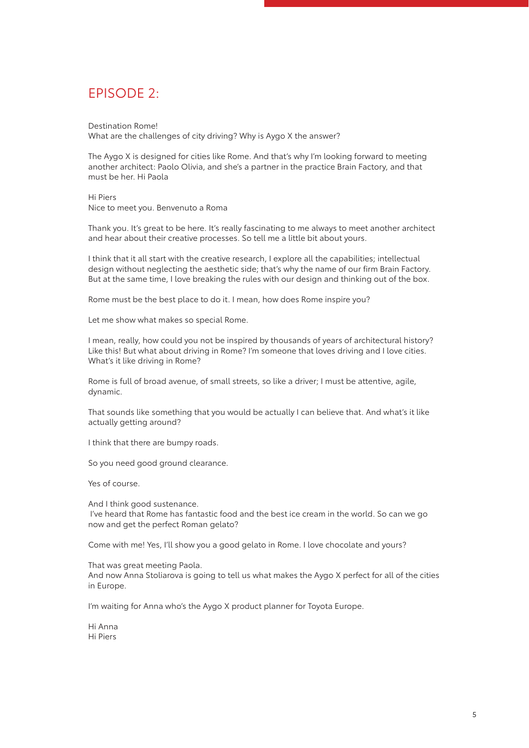# EPISODE 2:

Destination Rome!
What are the challenges of city driving? Why is Aygo X the answer?

The Aygo X is designed for cities like Rome. And that's why I'm looking forward to meeting another architect: Paolo Olivia, and she's a partner in the practice Brain Factory, and that must be her. Hi Paola

Hi Piers
Nice to meet you. Benvenuto a Roma

Thank you. It's great to be here. It's really fascinating to me always to meet another architect and hear about their creative processes. So tell me a little bit about yours.

I think that it all start with the creative research, I explore all the capabilities; intellectual design without neglecting the aesthetic side; that's why the name of our firm Brain Factory. But at the same time, I love breaking the rules with our design and thinking out of the box.

Rome must be the best place to do it. I mean, how does Rome inspire you?

Let me show what makes so special Rome.

I mean, really, how could you not be inspired by thousands of years of architectural history? Like this! But what about driving in Rome? I'm someone that loves driving and I love cities. What's it like driving in Rome?

Rome is full of broad avenue, of small streets, so like a driver; I must be attentive, agile, dynamic.

That sounds like something that you would be actually I can believe that. And what's it like actually getting around?

I think that there are bumpy roads.

So you need good ground clearance.

Yes of course.

And I think good sustenance.
I've heard that Rome has fantastic food and the best ice cream in the world. So can we go now and get the perfect Roman gelato?

Come with me! Yes, I'll show you a good gelato in Rome. I love chocolate and yours?

That was great meeting Paola.
And now Anna Stoliarova is going to tell us what makes the Aygo X perfect for all of the cities in Europe.

I'm waiting for Anna who's the Aygo X product planner for Toyota Europe.

Hi Anna
Hi Piers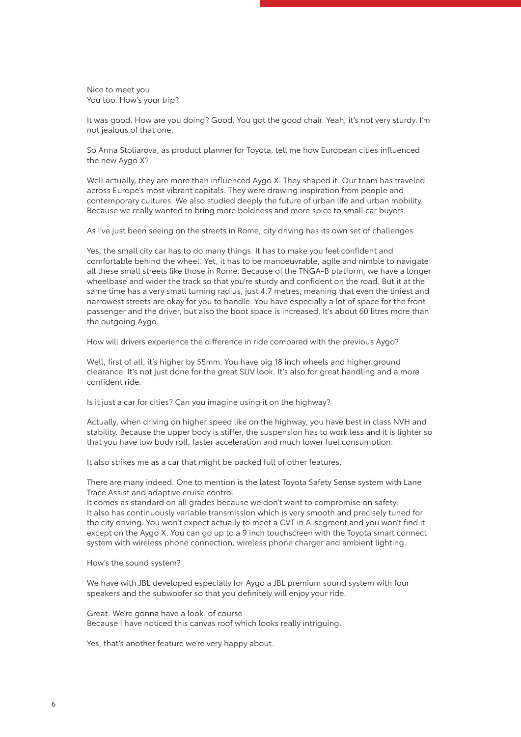Nice to meet you.
You too. How's your trip?

It was good. How are you doing? Good. You got the good chair. Yeah, it's not very sturdy. I'm not jealous of that one.

So Anna Stoliarova, as product planner for Toyota, tell me how European cities influenced the new Aygo X?

Well actually, they are more than influenced Aygo X. They shaped it. Our team has traveled across Europe's most vibrant capitals. They were drawing inspiration from people and contemporary cultures. We also studied deeply the future of urban life and urban mobility. Because we really wanted to bring more boldness and more spice to small car buyers.

As I've just been seeing on the streets in Rome, city driving has its own set of challenges.

Yes, the small city car has to do many things. It has to make you feel confident and comfortable behind the wheel. Yet, it has to be manoeuvrable, agile and nimble to navigate all these small streets like those in Rome. Because of the TNGA-B platform, we have a longer wheelbase and wider the track so that you're sturdy and confident on the road. But it at the same time has a very small turning radius, just 4.7 metres, meaning that even the tiniest and narrowest streets are okay for you to handle. You have especially a lot of space for the front passenger and the driver, but also the boot space is increased. It's about 60 litres more than the outgoing Aygo.

How will drivers experience the difference in ride compared with the previous Aygo?

Well, first of all, it's higher by 55mm. You have big 18 inch wheels and higher ground clearance. It's not just done for the great SUV look. It's also for great handling and a more confident ride.

Is it just a car for cities? Can you imagine using it on the highway?

Actually, when driving on higher speed like on the highway, you have best in class NVH and stability. Because the upper body is stiffer, the suspension has to work less and it is lighter so that you have low body roll, faster acceleration and much lower fuel consumption.

It also strikes me as a car that might be packed full of other features.

There are many indeed. One to mention is the latest Toyota Safety Sense system with Lane Trace Assist and adaptive cruise control.
It comes as standard on all grades because we don't want to compromise on safety.
It also has continuously variable transmission which is very smooth and precisely tuned for the city driving. You won't expect actually to meet a CVT in A-segment and you won't find it except on the Aygo X. You can go up to a 9 inch touchscreen with the Toyota smart connect system with wireless phone connection, wireless phone charger and ambient lighting.

How's the sound system?

We have with JBL developed especially for Aygo a JBL premium sound system with four speakers and the subwoofer so that you definitely will enjoy your ride.

Great. We're gonna have a look. of course
Because I have noticed this canvas roof which looks really intriguing.

Yes, that's another feature we're very happy about.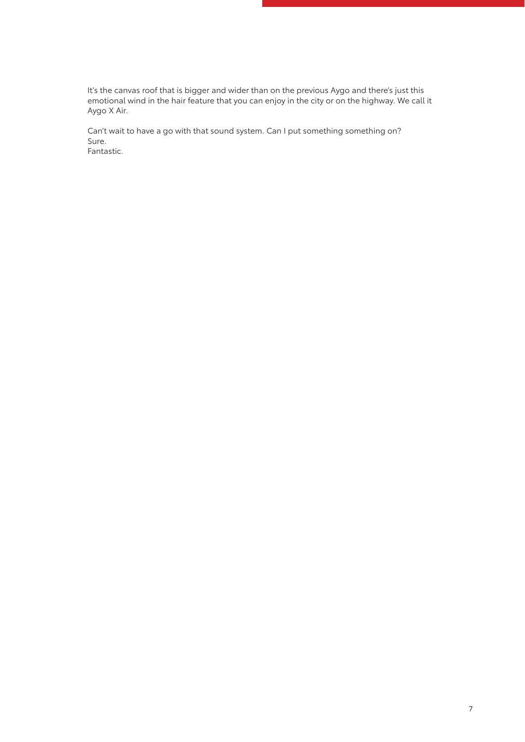It's the canvas roof that is bigger and wider than on the previous Aygo and there's just this emotional wind in the hair feature that you can enjoy in the city or on the highway. We call it Aygo X Air.

Can't wait to have a go with that sound system. Can I put something something on?
Sure.
Fantastic.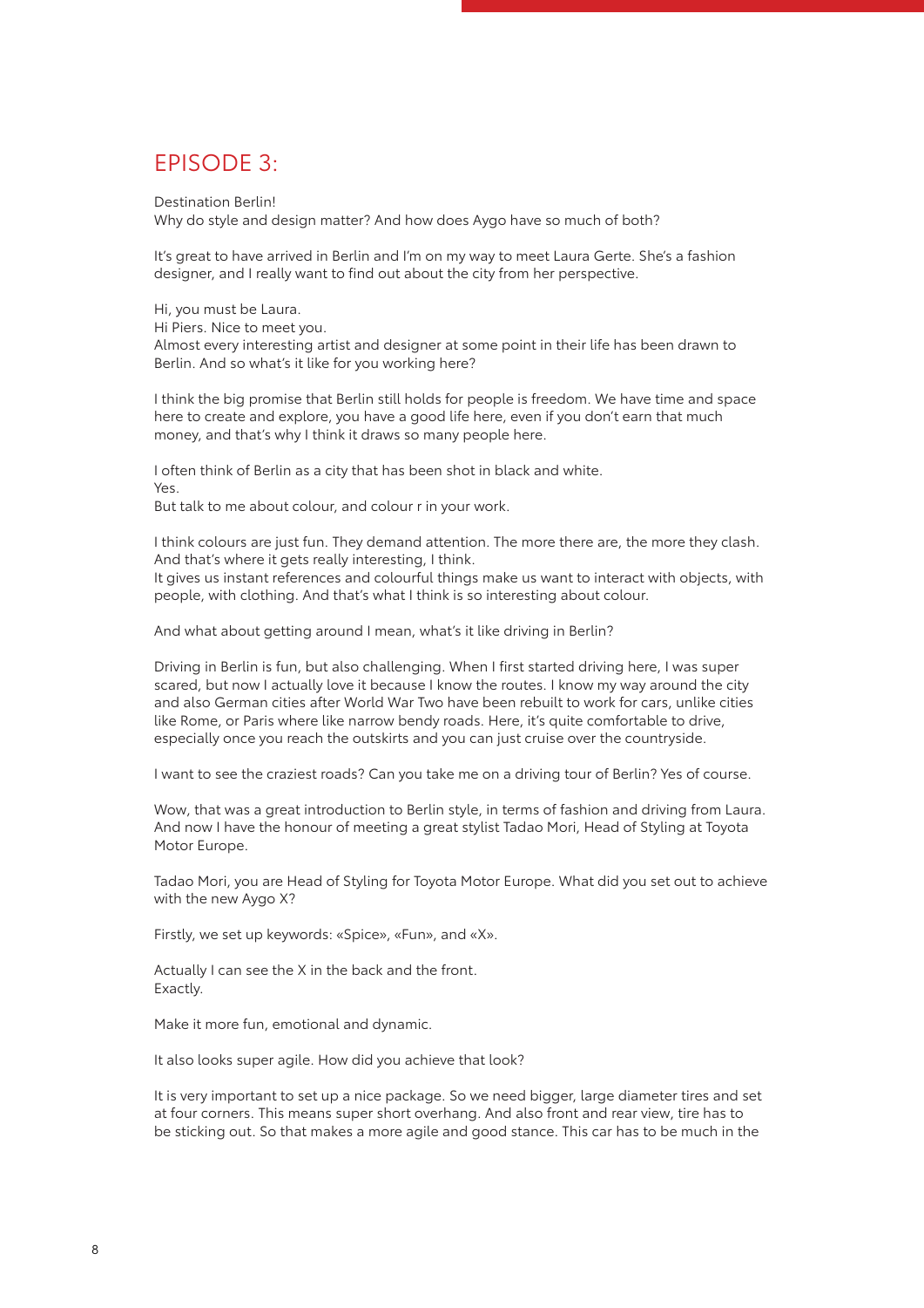# EPISODE 3:

Destination Berlin!
Why do style and design matter? And how does Aygo have so much of both?

It's great to have arrived in Berlin and I'm on my way to meet Laura Gerte. She's a fashion designer, and I really want to find out about the city from her perspective.

Hi, you must be Laura.
Hi Piers. Nice to meet you.
Almost every interesting artist and designer at some point in their life has been drawn to Berlin. And so what's it like for you working here?

I think the big promise that Berlin still holds for people is freedom. We have time and space here to create and explore, you have a good life here, even if you don't earn that much money, and that's why I think it draws so many people here.

I often think of Berlin as a city that has been shot in black and white.
Yes.
But talk to me about colour, and colour r in your work.

I think colours are just fun. They demand attention. The more there are, the more they clash. And that's where it gets really interesting, I think.
It gives us instant references and colourful things make us want to interact with objects, with people, with clothing. And that's what I think is so interesting about colour.

And what about getting around I mean, what's it like driving in Berlin?

Driving in Berlin is fun, but also challenging. When I first started driving here, I was super scared, but now I actually love it because I know the routes. I know my way around the city and also German cities after World War Two have been rebuilt to work for cars, unlike cities like Rome, or Paris where like narrow bendy roads. Here, it's quite comfortable to drive, especially once you reach the outskirts and you can just cruise over the countryside.

I want to see the craziest roads? Can you take me on a driving tour of Berlin? Yes of course.

Wow, that was a great introduction to Berlin style, in terms of fashion and driving from Laura. And now I have the honour of meeting a great stylist Tadao Mori, Head of Styling at Toyota Motor Europe.

Tadao Mori, you are Head of Styling for Toyota Motor Europe. What did you set out to achieve with the new Aygo X?

Firstly, we set up keywords: «Spice», «Fun», and «X».

Actually I can see the X in the back and the front.
Exactly.

Make it more fun, emotional and dynamic.

It also looks super agile. How did you achieve that look?

It is very important to set up a nice package. So we need bigger, large diameter tires and set at four corners. This means super short overhang. And also front and rear view, tire has to be sticking out. So that makes a more agile and good stance. This car has to be much in the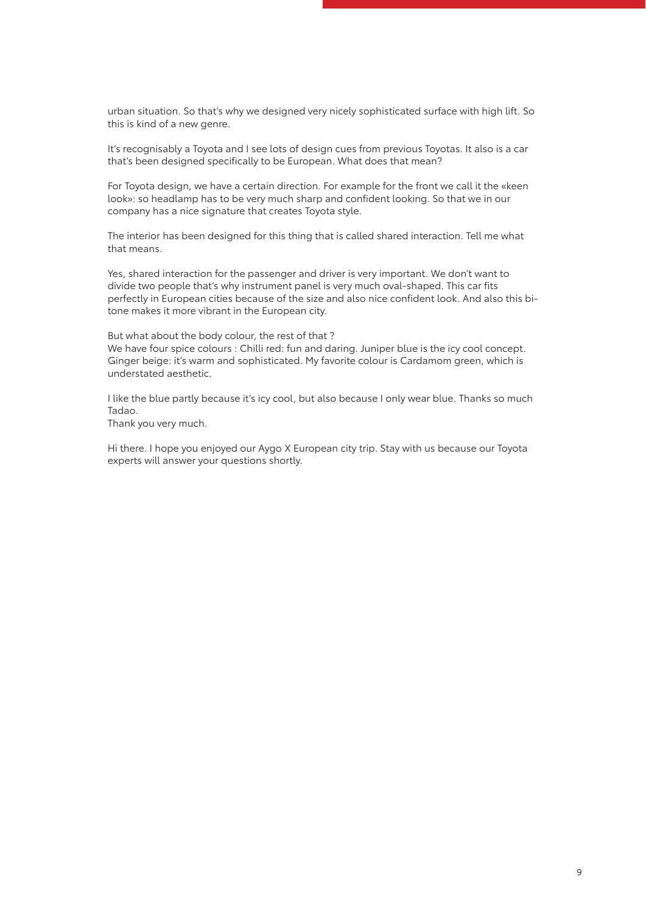urban situation. So that's why we designed very nicely sophisticated surface with high lift. So this is kind of a new genre.

It's recognisably a Toyota and I see lots of design cues from previous Toyotas. It also is a car that's been designed specifically to be European. What does that mean?

For Toyota design, we have a certain direction. For example for the front we call it the «keen look»: so headlamp has to be very much sharp and confident looking. So that we in our company has a nice signature that creates Toyota style.

The interior has been designed for this thing that is called shared interaction. Tell me what that means.

Yes, shared interaction for the passenger and driver is very important. We don't want to divide two people that's why instrument panel is very much oval-shaped. This car fits perfectly in European cities because of the size and also nice confident look. And also this bi-tone makes it more vibrant in the European city.

But what about the body colour, the rest of that ?
We have four spice colours : Chilli red: fun and daring. Juniper blue is the icy cool concept. Ginger beige: it's warm and sophisticated. My favorite colour is Cardamom green, which is understated aesthetic.

I like the blue partly because it's icy cool, but also because I only wear blue. Thanks so much Tadao.
Thank you very much.

Hi there. I hope you enjoyed our Aygo X European city trip. Stay with us because our Toyota experts will answer your questions shortly.